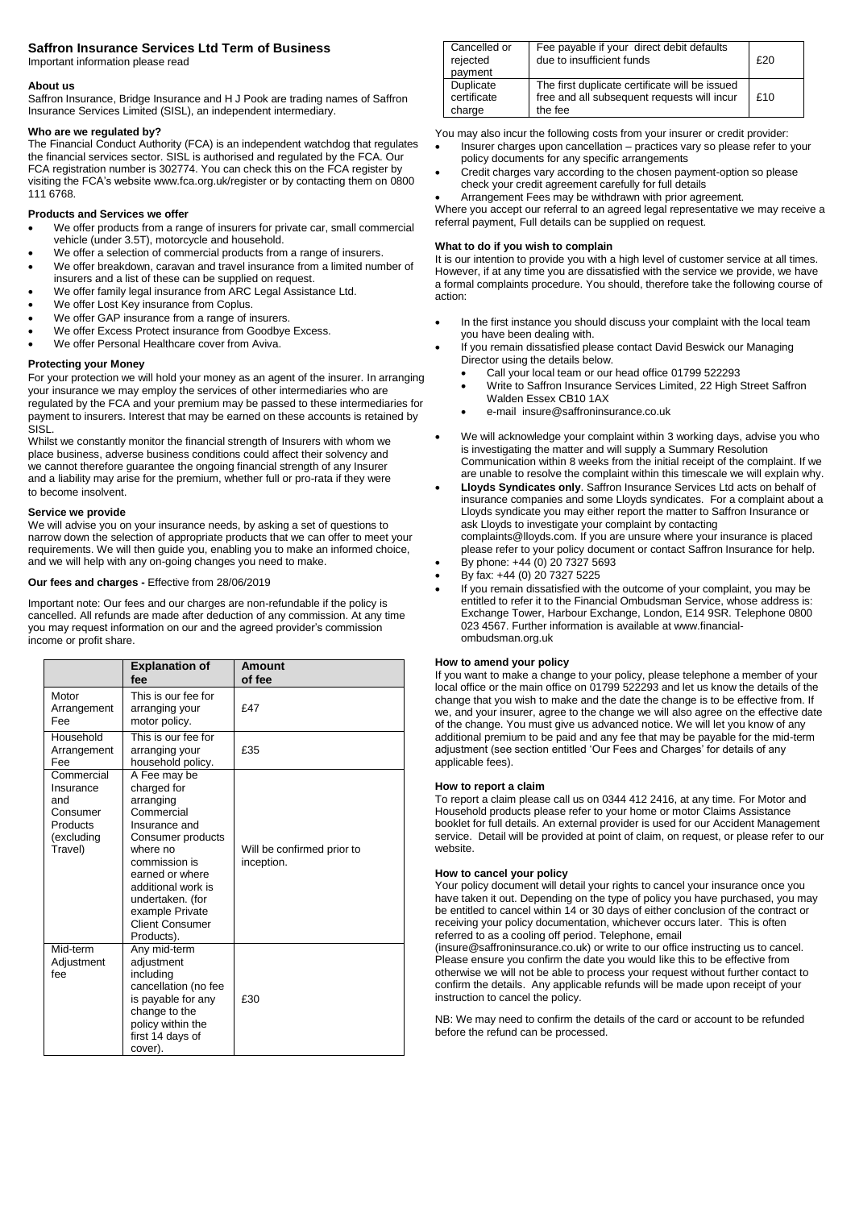# Saffron Insurance Services Ltd Term of Business

Important information please read

### About us

Saffron Insurance, Bridge Insurance and H J Pook are trading names of Saffron Insurance Services Limited (SISL), an independent intermediary.

### Who are we regulated by?

The Financial Conduct Authority (FCA) is an independent watchdog that regulates the financial services sector. SISL is authorised and regulated by the FCA. Our FCA registration number is 302774. You can check this on the FCA register by visiting the FCA's website www.fca.org.uk/register or by contacting them on 0800 111 6768.

### Products and Services we offer

- We offer products from a range of insurers for private car, small commercial vehicle (under 3.5T), motorcycle and household.
- We offer a selection of commercial products from a range of insurers.
- We offer breakdown, caravan and travel insurance from a limited number of insurers and a list of these can be supplied on request.
- We offer family legal insurance from ARC Legal Assistance Ltd.
- We offer Lost Key insurance from Coplus.
- We offer GAP insurance from a range of insurers.
- We offer Excess Protect insurance from Goodbye Excess.
- We offer Personal Healthcare cover from Aviva.

### Protecting your Money

For your protection we will hold your money as an agent of the insurer. In arranging your insurance we may employ the services of other intermediaries who are regulated by the FCA and your premium may be passed to these intermediaries for payment to insurers. Interest that may be earned on these accounts is retained by SISL.

Whilst we constantly monitor the financial strength of Insurers with whom we place business, adverse business conditions could affect their solvency and we cannot therefore guarantee the ongoing financial strength of any Insurer and a liability may arise for the premium, whether full or pro-rata if they were to become insolvent.

### Service we provide

We will advise you on your insurance needs, by asking a set of questions to narrow down the selection of appropriate products that we can offer to meet your requirements. We will then guide you, enabling you to make an informed choice, and we will help with any on-going changes you need to make.

### Our fees and charges - Effective from 28/06/2019

Important note: Our fees and our charges are non-refundable if the policy is cancelled. All refunds are made after deduction of any commission. At any time you may request information on our and the agreed provider's commission income or profit share.

| | Explanation of fee | Amount of fee |
|---|---|---|
| Motor Arrangement Fee | This is our fee for arranging your motor policy. | £47 |
| Household Arrangement Fee | This is our fee for arranging your household policy. | £35 |
| Commercial Insurance and Consumer Products (excluding Travel) | A Fee may be charged for arranging Commercial Insurance and Consumer products where no commission is earned or where additional work is undertaken. (for example Private Client Consumer Products). | Will be confirmed prior to inception. |
| Mid-term Adjustment fee | Any mid-term adjustment including cancellation (no fee is payable for any change to the policy within the first 14 days of cover). | £30 |
| Cancelled or rejected payment | Fee payable if your direct debit defaults due to insufficient funds | £20 |
| Duplicate certificate charge | The first duplicate certificate will be issued free and all subsequent requests will incur the fee | £10 |

You may also incur the following costs from your insurer or credit provider:

- Insurer charges upon cancellation – practices vary so please refer to your policy documents for any specific arrangements
- Credit charges vary according to the chosen payment-option so please check your credit agreement carefully for full details
- Arrangement Fees may be withdrawn with prior agreement.

Where you accept our referral to an agreed legal representative we may receive a referral payment, Full details can be supplied on request.

### What to do if you wish to complain

It is our intention to provide you with a high level of customer service at all times. However, if at any time you are dissatisfied with the service we provide, we have a formal complaints procedure. You should, therefore take the following course of action:

- In the first instance you should discuss your complaint with the local team you have been dealing with.
- If you remain dissatisfied please contact David Beswick our Managing Director using the details below.
  - Call your local team or our head office 01799 522293
  - Write to Saffron Insurance Services Limited, 22 High Street Saffron Walden Essex CB10 1AX
  - e-mail insure@saffroninsurance.co.uk
- We will acknowledge your complaint within 3 working days, advise you who is investigating the matter and will supply a Summary Resolution Communication within 8 weeks from the initial receipt of the complaint. If we are unable to resolve the complaint within this timescale we will explain why.
- **Lloyds Syndicates only**. Saffron Insurance Services Ltd acts on behalf of insurance companies and some Lloyds syndicates. For a complaint about a Lloyds syndicate you may either report the matter to Saffron Insurance or ask Lloyds to investigate your complaint by contacting complaints@lloyds.com. If you are unsure where your insurance is placed please refer to your policy document or contact Saffron Insurance for help.
- By phone: +44 (0) 20 7327 5693
- By fax: +44 (0) 20 7327 5225
- If you remain dissatisfied with the outcome of your complaint, you may be entitled to refer it to the Financial Ombudsman Service, whose address is: Exchange Tower, Harbour Exchange, London, E14 9SR. Telephone 0800 023 4567. Further information is available at www.financial-ombudsman.org.uk

### How to amend your policy

If you want to make a change to your policy, please telephone a member of your local office or the main office on 01799 522293 and let us know the details of the change that you wish to make and the date the change is to be effective from. If we, and your insurer, agree to the change we will also agree on the effective date of the change. You must give us advanced notice. We will let you know of any additional premium to be paid and any fee that may be payable for the mid-term adjustment (see section entitled 'Our Fees and Charges' for details of any applicable fees).

### How to report a claim

To report a claim please call us on 0344 412 2416, at any time. For Motor and Household products please refer to your home or motor Claims Assistance booklet for full details. An external provider is used for our Accident Management service. Detail will be provided at point of claim, on request, or please refer to our website.

### How to cancel your policy

Your policy document will detail your rights to cancel your insurance once you have taken it out. Depending on the type of policy you have purchased, you may be entitled to cancel within 14 or 30 days of either conclusion of the contract or receiving your policy documentation, whichever occurs later. This is often referred to as a cooling off period. Telephone, email (insure@saffroninsurance.co.uk) or write to our office instructing us to cancel. Please ensure you confirm the date you would like this to be effective from otherwise we will not be able to process your request without further contact to confirm the details. Any applicable refunds will be made upon receipt of your instruction to cancel the policy.

NB: We may need to confirm the details of the card or account to be refunded before the refund can be processed.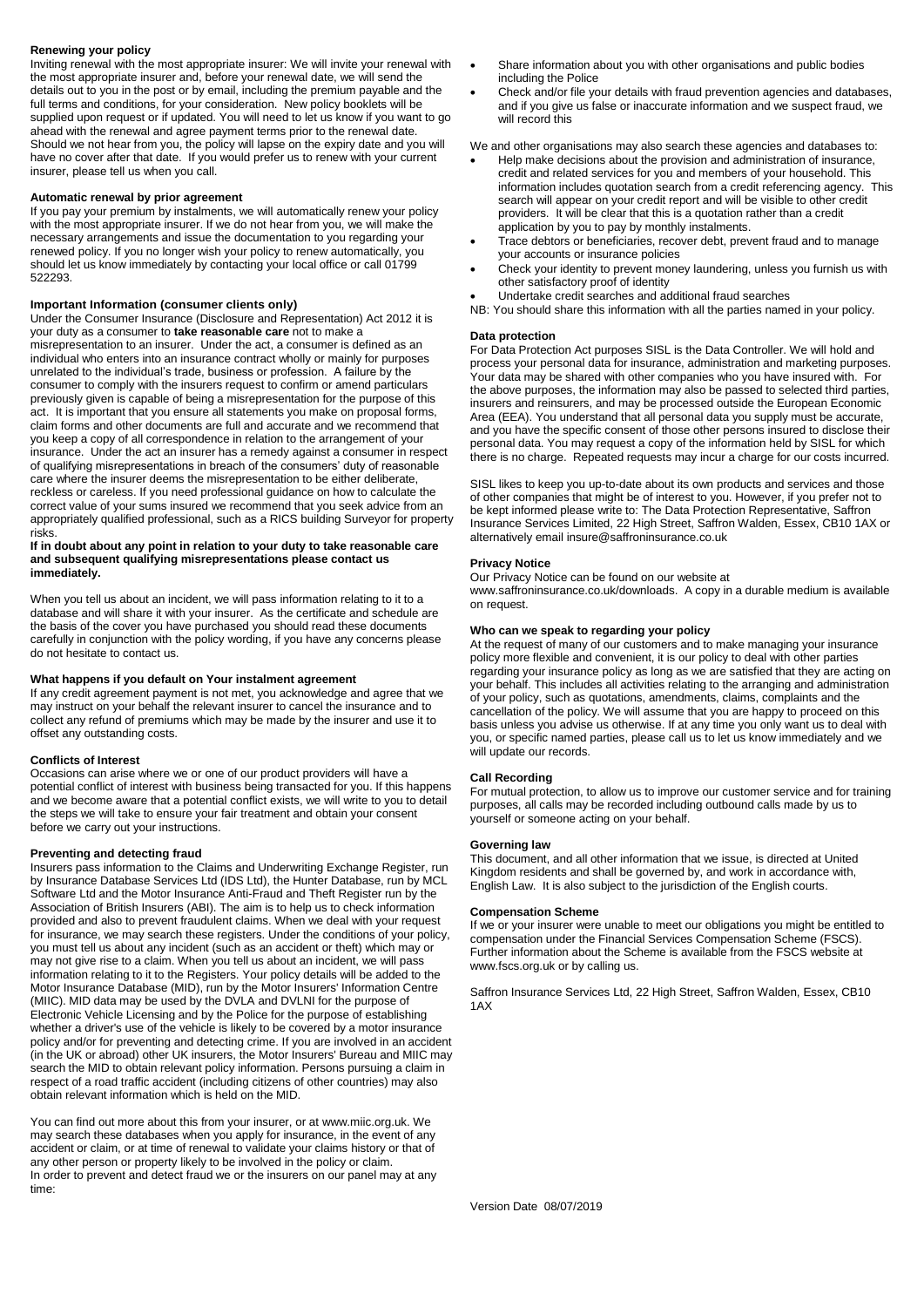**Renewing your policy**

Inviting renewal with the most appropriate insurer: We will invite your renewal with the most appropriate insurer and, before your renewal date, we will send the details out to you in the post or by email, including the premium payable and the full terms and conditions, for your consideration. New policy booklets will be supplied upon request or if updated. You will need to let us know if you want to go ahead with the renewal and agree payment terms prior to the renewal date. Should we not hear from you, the policy will lapse on the expiry date and you will have no cover after that date. If you would prefer us to renew with your current insurer, please tell us when you call.

**Automatic renewal by prior agreement**

If you pay your premium by instalments, we will automatically renew your policy with the most appropriate insurer. If we do not hear from you, we will make the necessary arrangements and issue the documentation to you regarding your renewed policy. If you no longer wish your policy to renew automatically, you should let us know immediately by contacting your local office or call 01799 522293.

**Important Information (consumer clients only)**

Under the Consumer Insurance (Disclosure and Representation) Act 2012 it is your duty as a consumer to **take reasonable care** not to make a misrepresentation to an insurer. Under the act, a consumer is defined as an individual who enters into an insurance contract wholly or mainly for purposes unrelated to the individual's trade, business or profession. A failure by the consumer to comply with the insurers request to confirm or amend particulars previously given is capable of being a misrepresentation for the purpose of this act. It is important that you ensure all statements you make on proposal forms, claim forms and other documents are full and accurate and we recommend that you keep a copy of all correspondence in relation to the arrangement of your insurance. Under the act an insurer has a remedy against a consumer in respect of qualifying misrepresentations in breach of the consumers' duty of reasonable care where the insurer deems the misrepresentation to be either deliberate, reckless or careless. If you need professional guidance on how to calculate the correct value of your sums insured we recommend that you seek advice from an appropriately qualified professional, such as a RICS building Surveyor for property risks.

**If in doubt about any point in relation to your duty to take reasonable care and subsequent qualifying misrepresentations please contact us immediately.**

When you tell us about an incident, we will pass information relating to it to a database and will share it with your insurer. As the certificate and schedule are the basis of the cover you have purchased you should read these documents carefully in conjunction with the policy wording, if you have any concerns please do not hesitate to contact us.

**What happens if you default on Your instalment agreement**

If any credit agreement payment is not met, you acknowledge and agree that we may instruct on your behalf the relevant insurer to cancel the insurance and to collect any refund of premiums which may be made by the insurer and use it to offset any outstanding costs.

**Conflicts of Interest**

Occasions can arise where we or one of our product providers will have a potential conflict of interest with business being transacted for you. If this happens and we become aware that a potential conflict exists, we will write to you to detail the steps we will take to ensure your fair treatment and obtain your consent before we carry out your instructions.

**Preventing and detecting fraud**

Insurers pass information to the Claims and Underwriting Exchange Register, run by Insurance Database Services Ltd (IDS Ltd), the Hunter Database, run by MCL Software Ltd and the Motor Insurance Anti-Fraud and Theft Register run by the Association of British Insurers (ABI). The aim is to help us to check information provided and also to prevent fraudulent claims. When we deal with your request for insurance, we may search these registers. Under the conditions of your policy, you must tell us about any incident (such as an accident or theft) which may or may not give rise to a claim. When you tell us about an incident, we will pass information relating to it to the Registers. Your policy details will be added to the Motor Insurance Database (MID), run by the Motor Insurers' Information Centre (MIIC). MID data may be used by the DVLA and DVLNI for the purpose of Electronic Vehicle Licensing and by the Police for the purpose of establishing whether a driver's use of the vehicle is likely to be covered by a motor insurance policy and/or for preventing and detecting crime. If you are involved in an accident (in the UK or abroad) other UK insurers, the Motor Insurers' Bureau and MIIC may search the MID to obtain relevant policy information. Persons pursuing a claim in respect of a road traffic accident (including citizens of other countries) may also obtain relevant information which is held on the MID.

You can find out more about this from your insurer, or at www.miic.org.uk. We may search these databases when you apply for insurance, in the event of any accident or claim, or at time of renewal to validate your claims history or that of any other person or property likely to be involved in the policy or claim.
In order to prevent and detect fraud we or the insurers on our panel may at any time:

- Share information about you with other organisations and public bodies including the Police
- Check and/or file your details with fraud prevention agencies and databases, and if you give us false or inaccurate information and we suspect fraud, we will record this

We and other organisations may also search these agencies and databases to:

- Help make decisions about the provision and administration of insurance, credit and related services for you and members of your household. This information includes quotation search from a credit referencing agency. This search will appear on your credit report and will be visible to other credit providers. It will be clear that this is a quotation rather than a credit application by you to pay by monthly instalments.
- Trace debtors or beneficiaries, recover debt, prevent fraud and to manage your accounts or insurance policies
- Check your identity to prevent money laundering, unless you furnish us with other satisfactory proof of identity
- Undertake credit searches and additional fraud searches

NB: You should share this information with all the parties named in your policy.

**Data protection**

For Data Protection Act purposes SISL is the Data Controller. We will hold and process your personal data for insurance, administration and marketing purposes. Your data may be shared with other companies who you have insured with. For the above purposes, the information may also be passed to selected third parties, insurers and reinsurers, and may be processed outside the European Economic Area (EEA). You understand that all personal data you supply must be accurate, and you have the specific consent of those other persons insured to disclose their personal data. You may request a copy of the information held by SISL for which there is no charge. Repeated requests may incur a charge for our costs incurred.

SISL likes to keep you up-to-date about its own products and services and those of other companies that might be of interest to you. However, if you prefer not to be kept informed please write to: The Data Protection Representative, Saffron Insurance Services Limited, 22 High Street, Saffron Walden, Essex, CB10 1AX or alternatively email insure@saffroninsurance.co.uk

**Privacy Notice**

Our Privacy Notice can be found on our website at www.saffroninsurance.co.uk/downloads. A copy in a durable medium is available on request.

**Who can we speak to regarding your policy**

At the request of many of our customers and to make managing your insurance policy more flexible and convenient, it is our policy to deal with other parties regarding your insurance policy as long as we are satisfied that they are acting on your behalf. This includes all activities relating to the arranging and administration of your policy, such as quotations, amendments, claims, complaints and the cancellation of the policy. We will assume that you are happy to proceed on this basis unless you advise us otherwise. If at any time you only want us to deal with you, or specific named parties, please call us to let us know immediately and we will update our records.

**Call Recording**

For mutual protection, to allow us to improve our customer service and for training purposes, all calls may be recorded including outbound calls made by us to yourself or someone acting on your behalf.

**Governing law**

This document, and all other information that we issue, is directed at United Kingdom residents and shall be governed by, and work in accordance with, English Law. It is also subject to the jurisdiction of the English courts.

**Compensation Scheme**

If we or your insurer were unable to meet our obligations you might be entitled to compensation under the Financial Services Compensation Scheme (FSCS). Further information about the Scheme is available from the FSCS website at www.fscs.org.uk or by calling us.

Saffron Insurance Services Ltd, 22 High Street, Saffron Walden, Essex, CB10 1AX

Version Date 08/07/2019